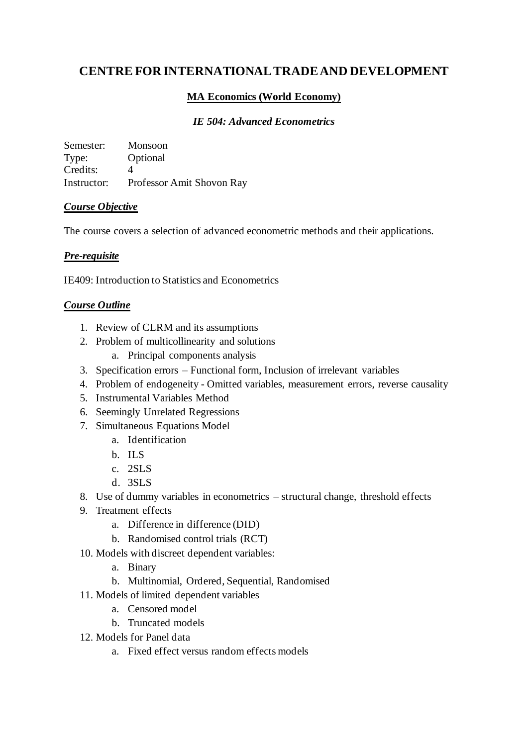# CENTRE FOR INTERNATIONAL TRADE AND DEVELOPMENT

## MA Economics (World Economy)

### *IE 504: Advanced Econometrics*

Semester: Monsoon
Type: Optional
Credits: 4
Instructor: Professor Amit Shovon Ray

***Course Objective***

The course covers a selection of advanced econometric methods and their applications.

***Pre-requisite***

IE409: Introduction to Statistics and Econometrics

***Course Outline***

1. Review of CLRM and its assumptions
2. Problem of multicollinearity and solutions
    a. Principal components analysis
3. Specification errors – Functional form, Inclusion of irrelevant variables
4. Problem of endogeneity - Omitted variables, measurement errors, reverse causality
5. Instrumental Variables Method
6. Seemingly Unrelated Regressions
7. Simultaneous Equations Model
    a. Identification
    b. ILS
    c. 2SLS
    d. 3SLS
8. Use of dummy variables in econometrics – structural change, threshold effects
9. Treatment effects
    a. Difference in difference (DID)
    b. Randomised control trials (RCT)
10. Models with discreet dependent variables:
    a. Binary
    b. Multinomial, Ordered, Sequential, Randomised
11. Models of limited dependent variables
    a. Censored model
    b. Truncated models
12. Models for Panel data
    a. Fixed effect versus random effects models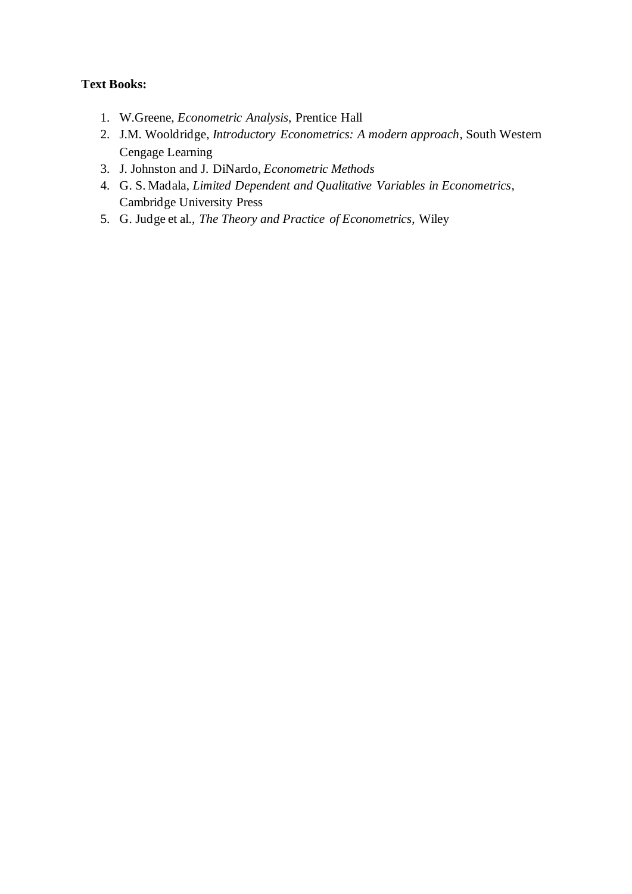**Text Books:**

1. W.Greene, *Econometric Analysis*, Prentice Hall
2. J.M. Wooldridge, *Introductory Econometrics: A modern approach*, South Western Cengage Learning
3. J. Johnston and J. DiNardo, *Econometric Methods*
4. G. S. Madala, *Limited Dependent and Qualitative Variables in Econometrics*, Cambridge University Press
5. G. Judge et al., *The Theory and Practice of Econometrics*, Wiley